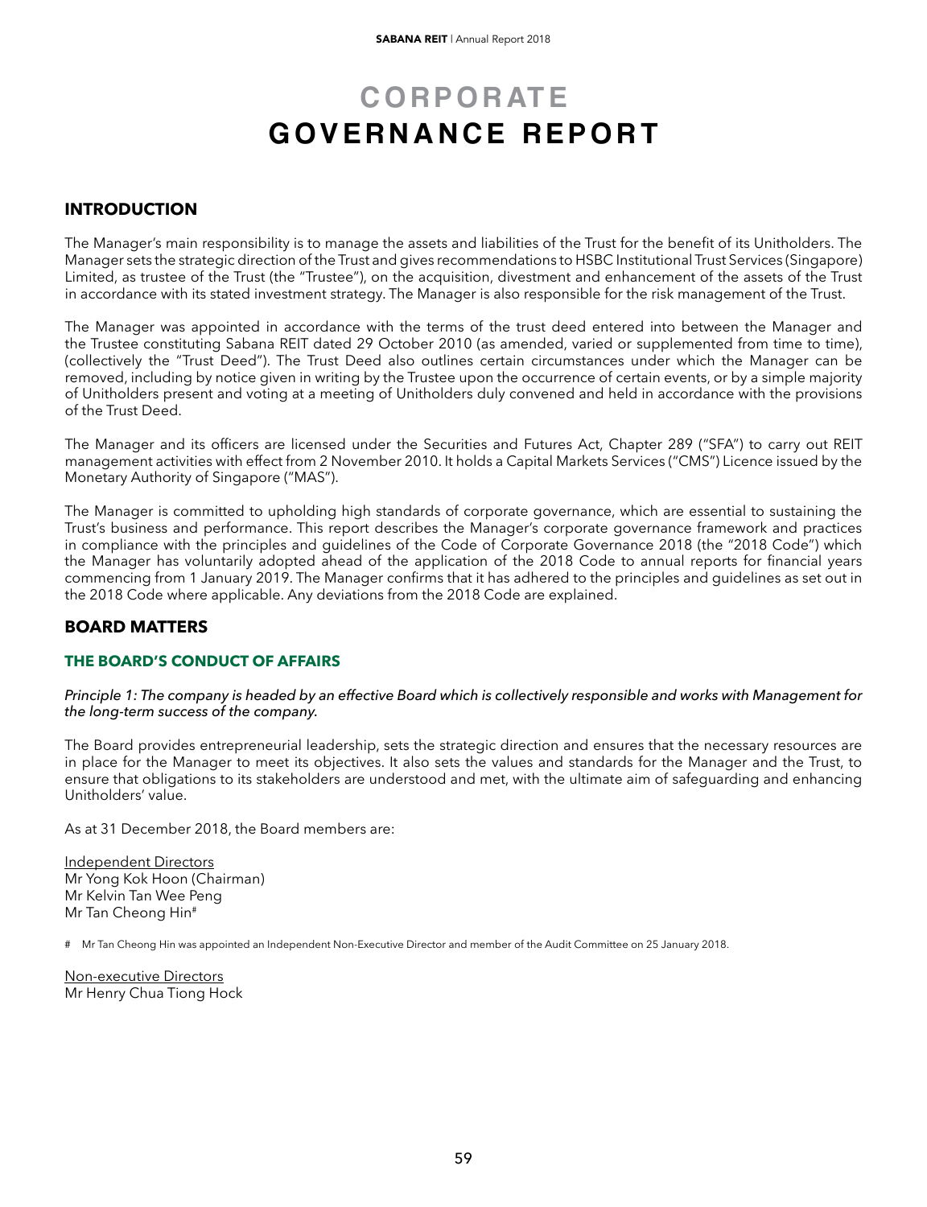# CORPORATE GOVERNANCE REPORT

## INTRODUCTION

The Manager's main responsibility is to manage the assets and liabilities of the Trust for the benefit of its Unitholders. The Manager sets the strategic direction of the Trust and gives recommendations to HSBC Institutional Trust Services (Singapore) Limited, as trustee of the Trust (the "Trustee"), on the acquisition, divestment and enhancement of the assets of the Trust in accordance with its stated investment strategy. The Manager is also responsible for the risk management of the Trust.

The Manager was appointed in accordance with the terms of the trust deed entered into between the Manager and the Trustee constituting Sabana REIT dated 29 October 2010 (as amended, varied or supplemented from time to time), (collectively the "Trust Deed"). The Trust Deed also outlines certain circumstances under which the Manager can be removed, including by notice given in writing by the Trustee upon the occurrence of certain events, or by a simple majority of Unitholders present and voting at a meeting of Unitholders duly convened and held in accordance with the provisions of the Trust Deed.

The Manager and its officers are licensed under the Securities and Futures Act, Chapter 289 ("SFA") to carry out REIT management activities with effect from 2 November 2010. It holds a Capital Markets Services ("CMS") Licence issued by the Monetary Authority of Singapore ("MAS").

The Manager is committed to upholding high standards of corporate governance, which are essential to sustaining the Trust's business and performance. This report describes the Manager's corporate governance framework and practices in compliance with the principles and guidelines of the Code of Corporate Governance 2018 (the "2018 Code") which the Manager has voluntarily adopted ahead of the application of the 2018 Code to annual reports for financial years commencing from 1 January 2019. The Manager confirms that it has adhered to the principles and guidelines as set out in the 2018 Code where applicable. Any deviations from the 2018 Code are explained.

## BOARD MATTERS

### THE BOARD'S CONDUCT OF AFFAIRS

*Principle 1: The company is headed by an effective Board which is collectively responsible and works with Management for the long-term success of the company.*

The Board provides entrepreneurial leadership, sets the strategic direction and ensures that the necessary resources are in place for the Manager to meet its objectives. It also sets the values and standards for the Manager and the Trust, to ensure that obligations to its stakeholders are understood and met, with the ultimate aim of safeguarding and enhancing Unitholders' value.

As at 31 December 2018, the Board members are:

Independent Directors
Mr Yong Kok Hoon (Chairman)
Mr Kelvin Tan Wee Peng
Mr Tan Cheong Hin#

# Mr Tan Cheong Hin was appointed an Independent Non-Executive Director and member of the Audit Committee on 25 January 2018.

Non-executive Directors
Mr Henry Chua Tiong Hock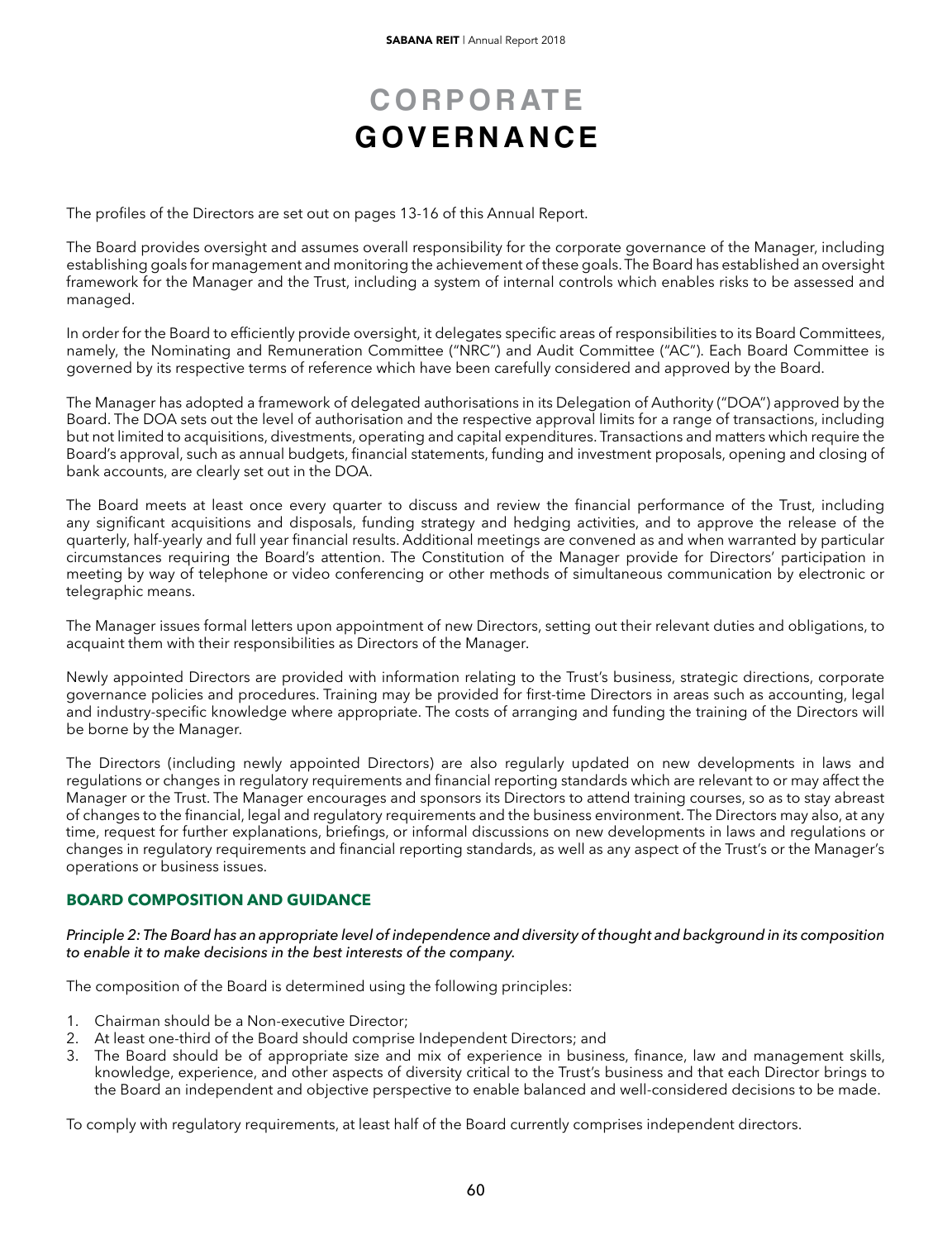# CORPORATE GOVERNANCE

The profiles of the Directors are set out on pages 13-16 of this Annual Report.

The Board provides oversight and assumes overall responsibility for the corporate governance of the Manager, including establishing goals for management and monitoring the achievement of these goals. The Board has established an oversight framework for the Manager and the Trust, including a system of internal controls which enables risks to be assessed and managed.

In order for the Board to efficiently provide oversight, it delegates specific areas of responsibilities to its Board Committees, namely, the Nominating and Remuneration Committee ("NRC") and Audit Committee ("AC"). Each Board Committee is governed by its respective terms of reference which have been carefully considered and approved by the Board.

The Manager has adopted a framework of delegated authorisations in its Delegation of Authority ("DOA") approved by the Board. The DOA sets out the level of authorisation and the respective approval limits for a range of transactions, including but not limited to acquisitions, divestments, operating and capital expenditures. Transactions and matters which require the Board's approval, such as annual budgets, financial statements, funding and investment proposals, opening and closing of bank accounts, are clearly set out in the DOA.

The Board meets at least once every quarter to discuss and review the financial performance of the Trust, including any significant acquisitions and disposals, funding strategy and hedging activities, and to approve the release of the quarterly, half-yearly and full year financial results. Additional meetings are convened as and when warranted by particular circumstances requiring the Board's attention. The Constitution of the Manager provide for Directors' participation in meeting by way of telephone or video conferencing or other methods of simultaneous communication by electronic or telegraphic means.

The Manager issues formal letters upon appointment of new Directors, setting out their relevant duties and obligations, to acquaint them with their responsibilities as Directors of the Manager.

Newly appointed Directors are provided with information relating to the Trust's business, strategic directions, corporate governance policies and procedures. Training may be provided for first-time Directors in areas such as accounting, legal and industry-specific knowledge where appropriate. The costs of arranging and funding the training of the Directors will be borne by the Manager.

The Directors (including newly appointed Directors) are also regularly updated on new developments in laws and regulations or changes in regulatory requirements and financial reporting standards which are relevant to or may affect the Manager or the Trust. The Manager encourages and sponsors its Directors to attend training courses, so as to stay abreast of changes to the financial, legal and regulatory requirements and the business environment. The Directors may also, at any time, request for further explanations, briefings, or informal discussions on new developments in laws and regulations or changes in regulatory requirements and financial reporting standards, as well as any aspect of the Trust's or the Manager's operations or business issues.

## BOARD COMPOSITION AND GUIDANCE

*Principle 2: The Board has an appropriate level of independence and diversity of thought and background in its composition to enable it to make decisions in the best interests of the company.*

The composition of the Board is determined using the following principles:

1. Chairman should be a Non-executive Director;
2. At least one-third of the Board should comprise Independent Directors; and
3. The Board should be of appropriate size and mix of experience in business, finance, law and management skills, knowledge, experience, and other aspects of diversity critical to the Trust's business and that each Director brings to the Board an independent and objective perspective to enable balanced and well-considered decisions to be made.

To comply with regulatory requirements, at least half of the Board currently comprises independent directors.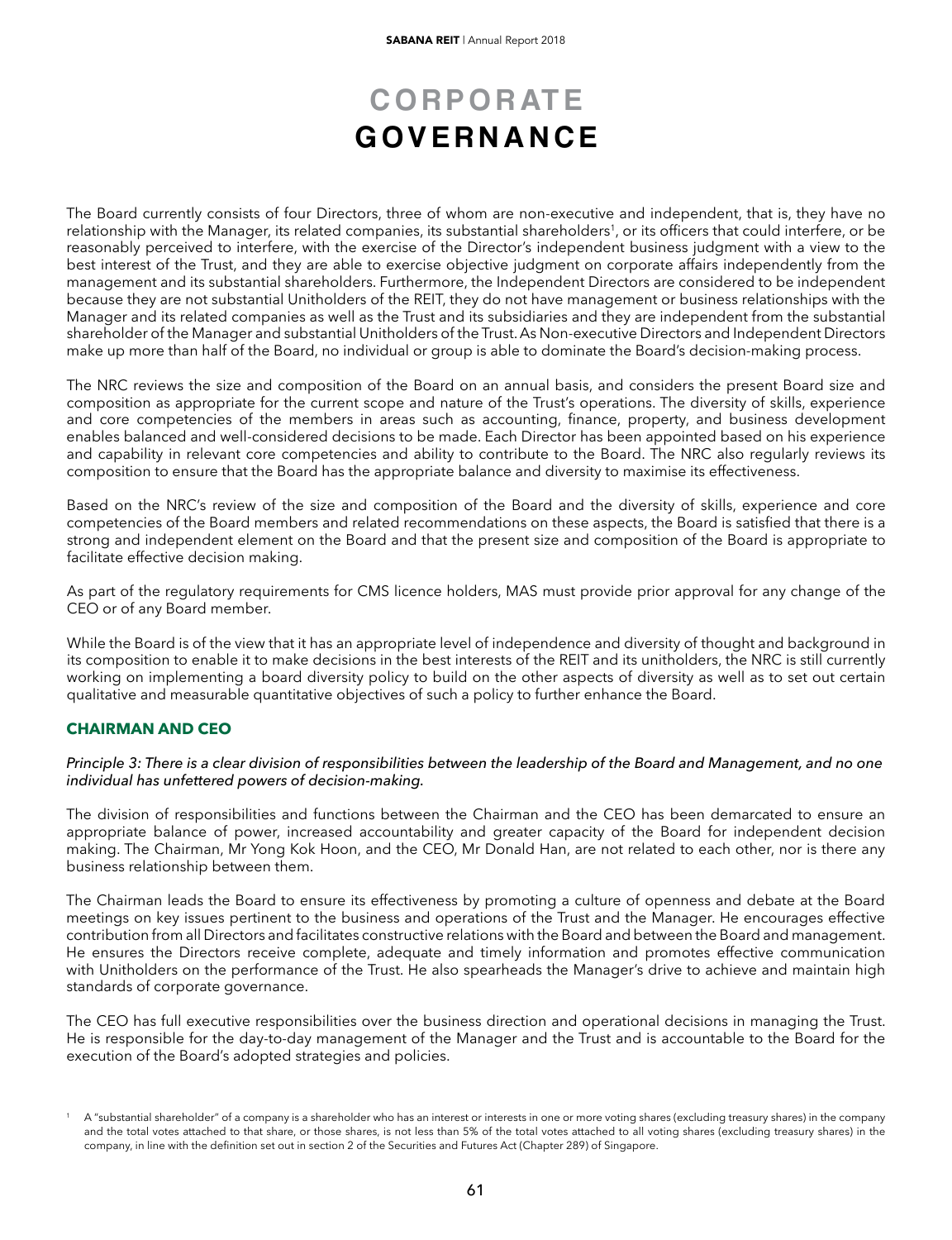# CORPORATE GOVERNANCE

The Board currently consists of four Directors, three of whom are non-executive and independent, that is, they have no relationship with the Manager, its related companies, its substantial shareholders[1], or its officers that could interfere, or be reasonably perceived to interfere, with the exercise of the Director's independent business judgment with a view to the best interest of the Trust, and they are able to exercise objective judgment on corporate affairs independently from the management and its substantial shareholders. Furthermore, the Independent Directors are considered to be independent because they are not substantial Unitholders of the REIT, they do not have management or business relationships with the Manager and its related companies as well as the Trust and its subsidiaries and they are independent from the substantial shareholder of the Manager and substantial Unitholders of the Trust. As Non-executive Directors and Independent Directors make up more than half of the Board, no individual or group is able to dominate the Board's decision-making process.

The NRC reviews the size and composition of the Board on an annual basis, and considers the present Board size and composition as appropriate for the current scope and nature of the Trust's operations. The diversity of skills, experience and core competencies of the members in areas such as accounting, finance, property, and business development enables balanced and well-considered decisions to be made. Each Director has been appointed based on his experience and capability in relevant core competencies and ability to contribute to the Board. The NRC also regularly reviews its composition to ensure that the Board has the appropriate balance and diversity to maximise its effectiveness.

Based on the NRC's review of the size and composition of the Board and the diversity of skills, experience and core competencies of the Board members and related recommendations on these aspects, the Board is satisfied that there is a strong and independent element on the Board and that the present size and composition of the Board is appropriate to facilitate effective decision making.

As part of the regulatory requirements for CMS licence holders, MAS must provide prior approval for any change of the CEO or of any Board member.

While the Board is of the view that it has an appropriate level of independence and diversity of thought and background in its composition to enable it to make decisions in the best interests of the REIT and its unitholders, the NRC is still currently working on implementing a board diversity policy to build on the other aspects of diversity as well as to set out certain qualitative and measurable quantitative objectives of such a policy to further enhance the Board.

## CHAIRMAN AND CEO

*Principle 3: There is a clear division of responsibilities between the leadership of the Board and Management, and no one individual has unfettered powers of decision-making.*

The division of responsibilities and functions between the Chairman and the CEO has been demarcated to ensure an appropriate balance of power, increased accountability and greater capacity of the Board for independent decision making. The Chairman, Mr Yong Kok Hoon, and the CEO, Mr Donald Han, are not related to each other, nor is there any business relationship between them.

The Chairman leads the Board to ensure its effectiveness by promoting a culture of openness and debate at the Board meetings on key issues pertinent to the business and operations of the Trust and the Manager. He encourages effective contribution from all Directors and facilitates constructive relations with the Board and between the Board and management. He ensures the Directors receive complete, adequate and timely information and promotes effective communication with Unitholders on the performance of the Trust. He also spearheads the Manager's drive to achieve and maintain high standards of corporate governance.

The CEO has full executive responsibilities over the business direction and operational decisions in managing the Trust. He is responsible for the day-to-day management of the Manager and the Trust and is accountable to the Board for the execution of the Board's adopted strategies and policies.

[1] A "substantial shareholder" of a company is a shareholder who has an interest or interests in one or more voting shares (excluding treasury shares) in the company and the total votes attached to that share, or those shares, is not less than 5% of the total votes attached to all voting shares (excluding treasury shares) in the company, in line with the definition set out in section 2 of the Securities and Futures Act (Chapter 289) of Singapore.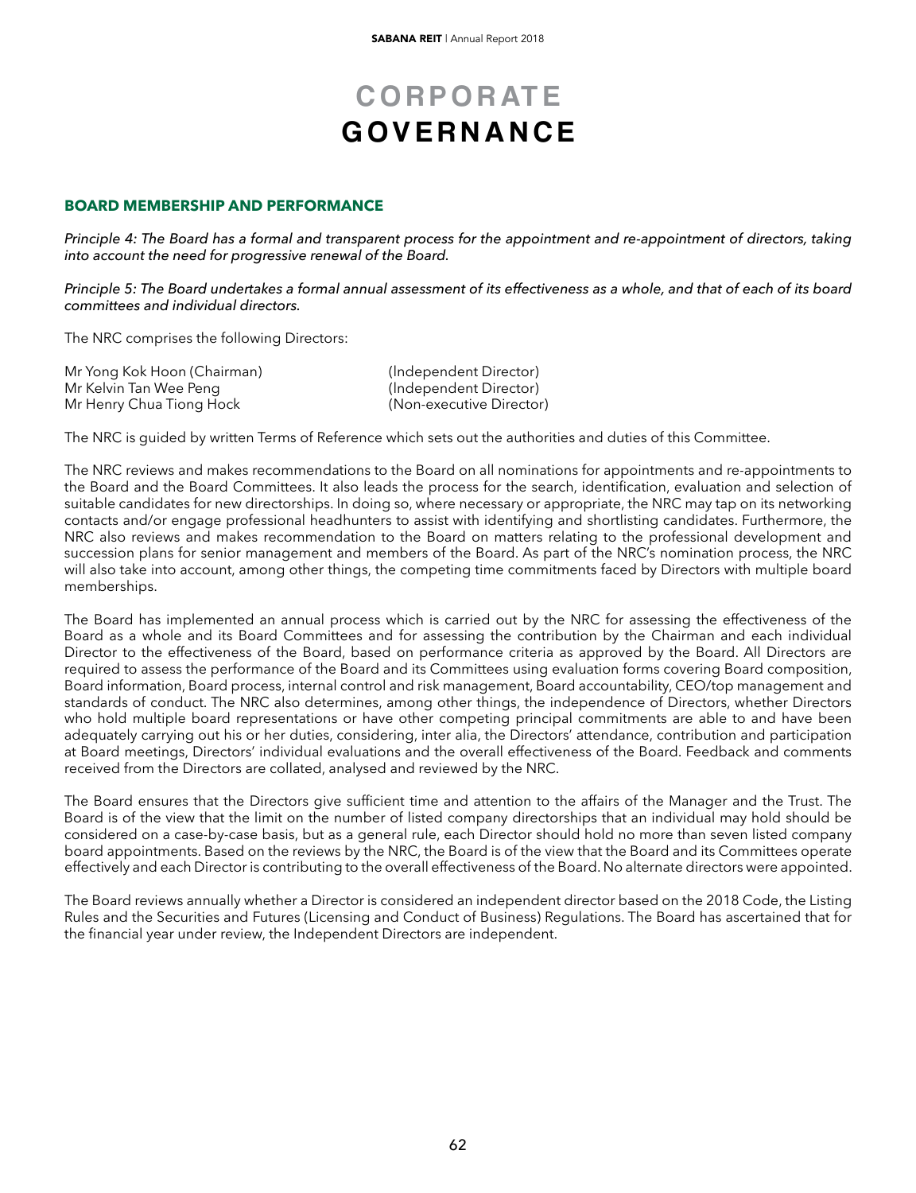# CORPORATE GOVERNANCE

## BOARD MEMBERSHIP AND PERFORMANCE

*Principle 4: The Board has a formal and transparent process for the appointment and re-appointment of directors, taking into account the need for progressive renewal of the Board.*

*Principle 5: The Board undertakes a formal annual assessment of its effectiveness as a whole, and that of each of its board committees and individual directors.*

The NRC comprises the following Directors:

| | |
|---|---|
| Mr Yong Kok Hoon (Chairman) | (Independent Director) |
| Mr Kelvin Tan Wee Peng | (Independent Director) |
| Mr Henry Chua Tiong Hock | (Non-executive Director) |

The NRC is guided by written Terms of Reference which sets out the authorities and duties of this Committee.

The NRC reviews and makes recommendations to the Board on all nominations for appointments and re-appointments to the Board and the Board Committees. It also leads the process for the search, identification, evaluation and selection of suitable candidates for new directorships. In doing so, where necessary or appropriate, the NRC may tap on its networking contacts and/or engage professional headhunters to assist with identifying and shortlisting candidates. Furthermore, the NRC also reviews and makes recommendation to the Board on matters relating to the professional development and succession plans for senior management and members of the Board. As part of the NRC's nomination process, the NRC will also take into account, among other things, the competing time commitments faced by Directors with multiple board memberships.

The Board has implemented an annual process which is carried out by the NRC for assessing the effectiveness of the Board as a whole and its Board Committees and for assessing the contribution by the Chairman and each individual Director to the effectiveness of the Board, based on performance criteria as approved by the Board. All Directors are required to assess the performance of the Board and its Committees using evaluation forms covering Board composition, Board information, Board process, internal control and risk management, Board accountability, CEO/top management and standards of conduct. The NRC also determines, among other things, the independence of Directors, whether Directors who hold multiple board representations or have other competing principal commitments are able to and have been adequately carrying out his or her duties, considering, inter alia, the Directors' attendance, contribution and participation at Board meetings, Directors' individual evaluations and the overall effectiveness of the Board. Feedback and comments received from the Directors are collated, analysed and reviewed by the NRC.

The Board ensures that the Directors give sufficient time and attention to the affairs of the Manager and the Trust. The Board is of the view that the limit on the number of listed company directorships that an individual may hold should be considered on a case-by-case basis, but as a general rule, each Director should hold no more than seven listed company board appointments. Based on the reviews by the NRC, the Board is of the view that the Board and its Committees operate effectively and each Director is contributing to the overall effectiveness of the Board. No alternate directors were appointed.

The Board reviews annually whether a Director is considered an independent director based on the 2018 Code, the Listing Rules and the Securities and Futures (Licensing and Conduct of Business) Regulations. The Board has ascertained that for the financial year under review, the Independent Directors are independent.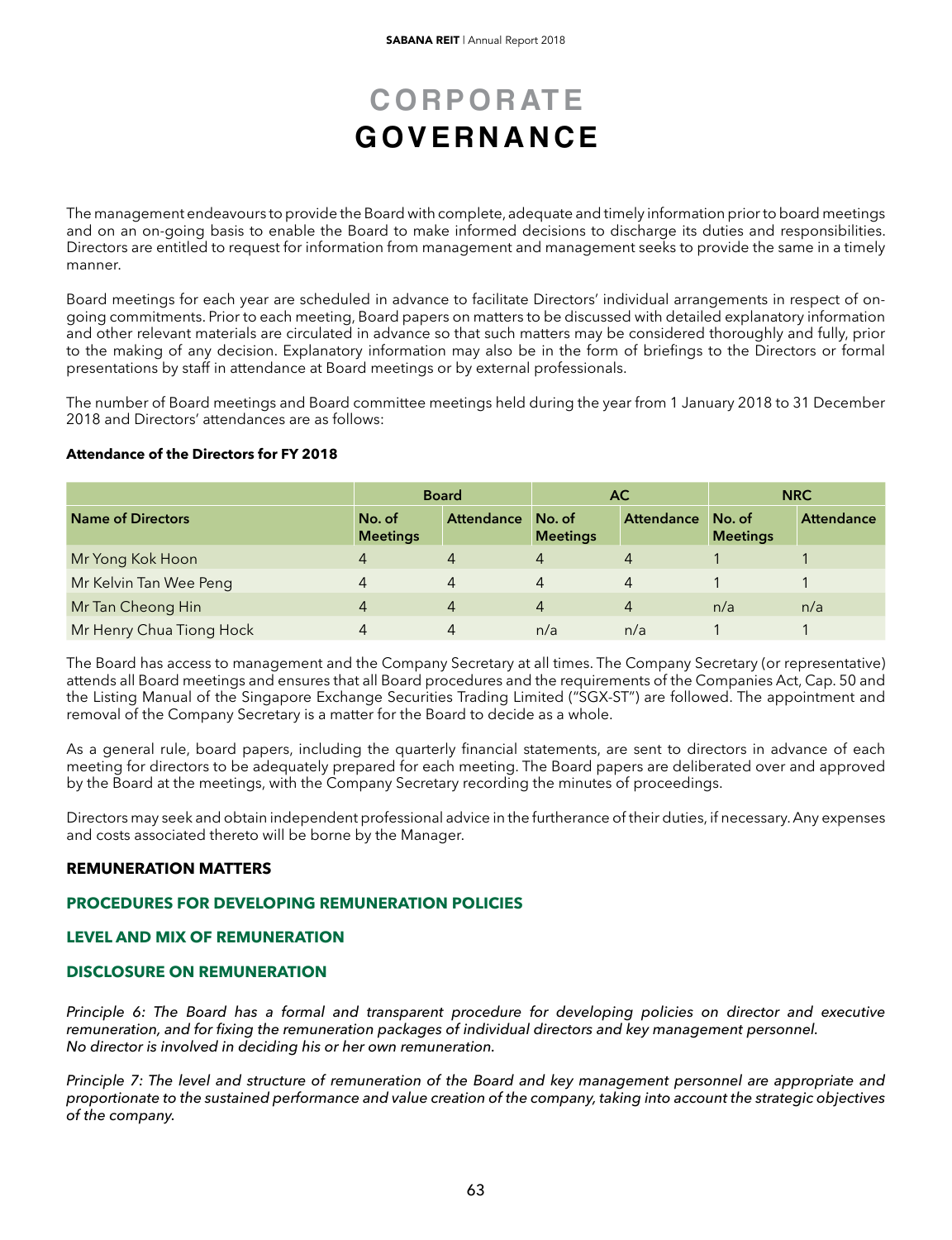# CORPORATE GOVERNANCE

The management endeavours to provide the Board with complete, adequate and timely information prior to board meetings and on an on-going basis to enable the Board to make informed decisions to discharge its duties and responsibilities. Directors are entitled to request for information from management and management seeks to provide the same in a timely manner.

Board meetings for each year are scheduled in advance to facilitate Directors' individual arrangements in respect of on-going commitments. Prior to each meeting, Board papers on matters to be discussed with detailed explanatory information and other relevant materials are circulated in advance so that such matters may be considered thoroughly and fully, prior to the making of any decision. Explanatory information may also be in the form of briefings to the Directors or formal presentations by staff in attendance at Board meetings or by external professionals.

The number of Board meetings and Board committee meetings held during the year from 1 January 2018 to 31 December 2018 and Directors' attendances are as follows:

**Attendance of the Directors for FY 2018**

| | Board | | AC | | NRC | |
|---|---|---|---|---|---|---|
| **Name of Directors** | **No. of Meetings** | **Attendance** | **No. of Meetings** | **Attendance** | **No. of Meetings** | **Attendance** |
| Mr Yong Kok Hoon | 4 | 4 | 4 | 4 | 1 | 1 |
| Mr Kelvin Tan Wee Peng | 4 | 4 | 4 | 4 | 1 | 1 |
| Mr Tan Cheong Hin | 4 | 4 | 4 | 4 | n/a | n/a |
| Mr Henry Chua Tiong Hock | 4 | 4 | n/a | n/a | 1 | 1 |

The Board has access to management and the Company Secretary at all times. The Company Secretary (or representative) attends all Board meetings and ensures that all Board procedures and the requirements of the Companies Act, Cap. 50 and the Listing Manual of the Singapore Exchange Securities Trading Limited ("SGX-ST") are followed. The appointment and removal of the Company Secretary is a matter for the Board to decide as a whole.

As a general rule, board papers, including the quarterly financial statements, are sent to directors in advance of each meeting for directors to be adequately prepared for each meeting. The Board papers are deliberated over and approved by the Board at the meetings, with the Company Secretary recording the minutes of proceedings.

Directors may seek and obtain independent professional advice in the furtherance of their duties, if necessary. Any expenses and costs associated thereto will be borne by the Manager.

## REMUNERATION MATTERS

### PROCEDURES FOR DEVELOPING REMUNERATION POLICIES

### LEVEL AND MIX OF REMUNERATION

### DISCLOSURE ON REMUNERATION

*Principle 6: The Board has a formal and transparent procedure for developing policies on director and executive remuneration, and for fixing the remuneration packages of individual directors and key management personnel. No director is involved in deciding his or her own remuneration.*

*Principle 7: The level and structure of remuneration of the Board and key management personnel are appropriate and proportionate to the sustained performance and value creation of the company, taking into account the strategic objectives of the company.*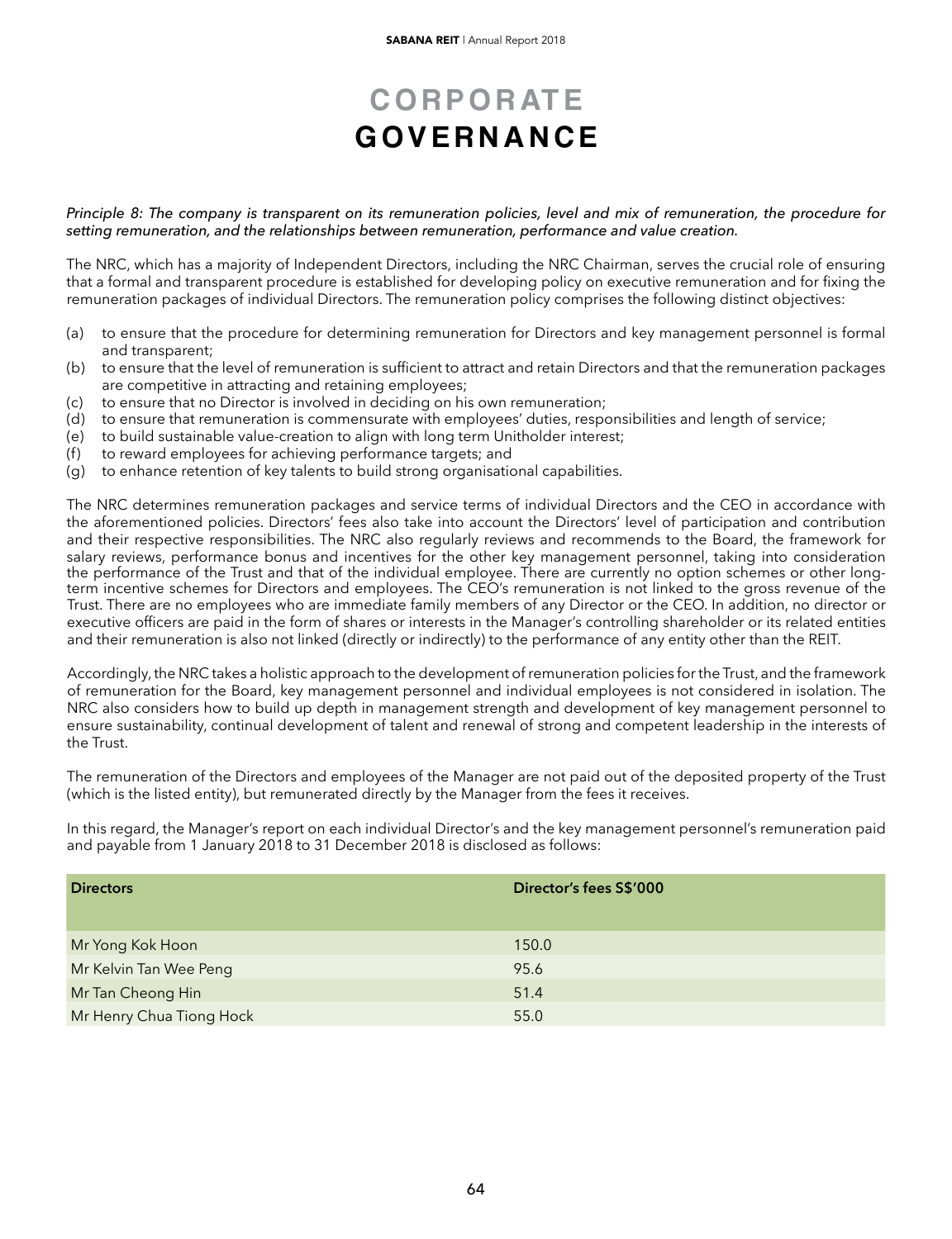# CORPORATE GOVERNANCE

*Principle 8: The company is transparent on its remuneration policies, level and mix of remuneration, the procedure for setting remuneration, and the relationships between remuneration, performance and value creation.*

The NRC, which has a majority of Independent Directors, including the NRC Chairman, serves the crucial role of ensuring that a formal and transparent procedure is established for developing policy on executive remuneration and for fixing the remuneration packages of individual Directors. The remuneration policy comprises the following distinct objectives:

(a) to ensure that the procedure for determining remuneration for Directors and key management personnel is formal and transparent;
(b) to ensure that the level of remuneration is sufficient to attract and retain Directors and that the remuneration packages are competitive in attracting and retaining employees;
(c) to ensure that no Director is involved in deciding on his own remuneration;
(d) to ensure that remuneration is commensurate with employees' duties, responsibilities and length of service;
(e) to build sustainable value-creation to align with long term Unitholder interest;
(f) to reward employees for achieving performance targets; and
(g) to enhance retention of key talents to build strong organisational capabilities.

The NRC determines remuneration packages and service terms of individual Directors and the CEO in accordance with the aforementioned policies. Directors' fees also take into account the Directors' level of participation and contribution and their respective responsibilities. The NRC also regularly reviews and recommends to the Board, the framework for salary reviews, performance bonus and incentives for the other key management personnel, taking into consideration the performance of the Trust and that of the individual employee. There are currently no option schemes or other long-term incentive schemes for Directors and employees. The CEO's remuneration is not linked to the gross revenue of the Trust. There are no employees who are immediate family members of any Director or the CEO. In addition, no director or executive officers are paid in the form of shares or interests in the Manager's controlling shareholder or its related entities and their remuneration is also not linked (directly or indirectly) to the performance of any entity other than the REIT.

Accordingly, the NRC takes a holistic approach to the development of remuneration policies for the Trust, and the framework of remuneration for the Board, key management personnel and individual employees is not considered in isolation. The NRC also considers how to build up depth in management strength and development of key management personnel to ensure sustainability, continual development of talent and renewal of strong and competent leadership in the interests of the Trust.

The remuneration of the Directors and employees of the Manager are not paid out of the deposited property of the Trust (which is the listed entity), but remunerated directly by the Manager from the fees it receives.

In this regard, the Manager's report on each individual Director's and the key management personnel's remuneration paid and payable from 1 January 2018 to 31 December 2018 is disclosed as follows:

| Directors | Director's fees S$'000 |
| --- | --- |
| Mr Yong Kok Hoon | 150.0 |
| Mr Kelvin Tan Wee Peng | 95.6 |
| Mr Tan Cheong Hin | 51.4 |
| Mr Henry Chua Tiong Hock | 55.0 |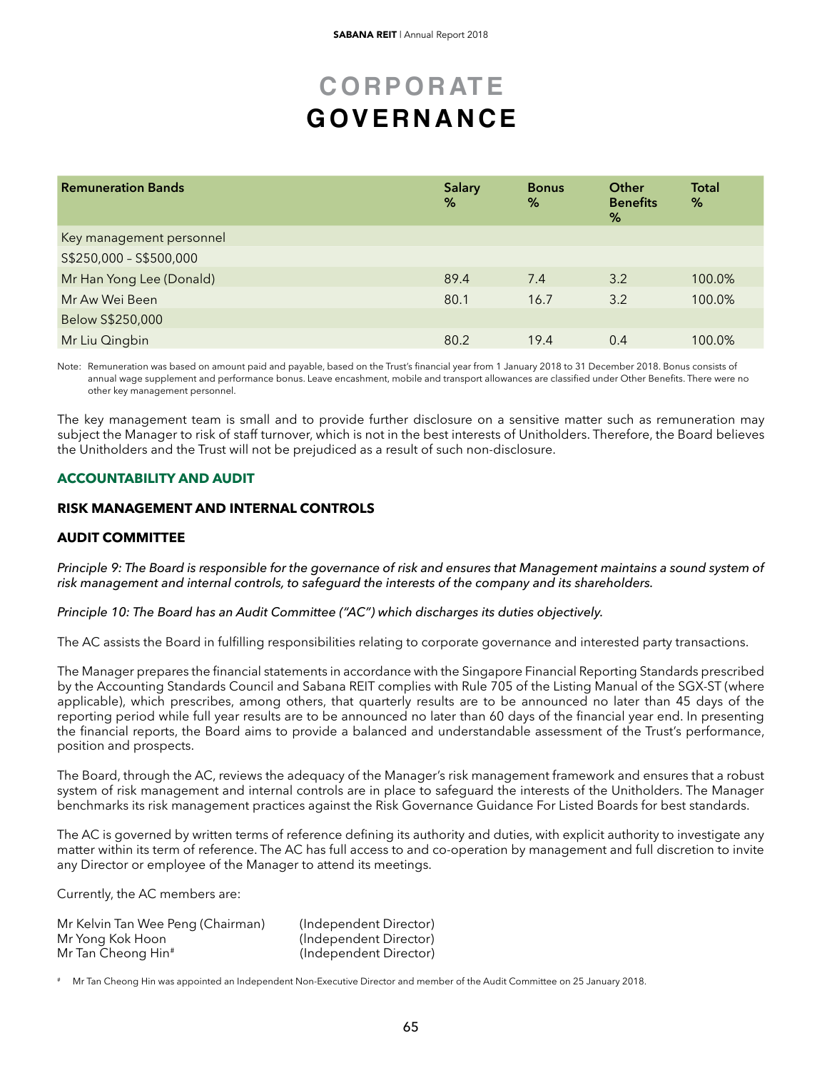# CORPORATE GOVERNANCE

| Remuneration Bands | Salary % | Bonus % | Other Benefits % | Total % |
|---|---|---|---|---|
| Key management personnel | | | | |
| S$250,000 – S$500,000 | | | | |
| Mr Han Yong Lee (Donald) | 89.4 | 7.4 | 3.2 | 100.0% |
| Mr Aw Wei Been | 80.1 | 16.7 | 3.2 | 100.0% |
| Below S$250,000 | | | | |
| Mr Liu Qingbin | 80.2 | 19.4 | 0.4 | 100.0% |

Note: Remuneration was based on amount paid and payable, based on the Trust's financial year from 1 January 2018 to 31 December 2018. Bonus consists of annual wage supplement and performance bonus. Leave encashment, mobile and transport allowances are classified under Other Benefits. There were no other key management personnel.

The key management team is small and to provide further disclosure on a sensitive matter such as remuneration may subject the Manager to risk of staff turnover, which is not in the best interests of Unitholders. Therefore, the Board believes the Unitholders and the Trust will not be prejudiced as a result of such non-disclosure.

## ACCOUNTABILITY AND AUDIT

### RISK MANAGEMENT AND INTERNAL CONTROLS

### AUDIT COMMITTEE

*Principle 9: The Board is responsible for the governance of risk and ensures that Management maintains a sound system of risk management and internal controls, to safeguard the interests of the company and its shareholders.*

*Principle 10: The Board has an Audit Committee ("AC") which discharges its duties objectively.*

The AC assists the Board in fulfilling responsibilities relating to corporate governance and interested party transactions.

The Manager prepares the financial statements in accordance with the Singapore Financial Reporting Standards prescribed by the Accounting Standards Council and Sabana REIT complies with Rule 705 of the Listing Manual of the SGX-ST (where applicable), which prescribes, among others, that quarterly results are to be announced no later than 45 days of the reporting period while full year results are to be announced no later than 60 days of the financial year end. In presenting the financial reports, the Board aims to provide a balanced and understandable assessment of the Trust's performance, position and prospects.

The Board, through the AC, reviews the adequacy of the Manager's risk management framework and ensures that a robust system of risk management and internal controls are in place to safeguard the interests of the Unitholders. The Manager benchmarks its risk management practices against the Risk Governance Guidance For Listed Boards for best standards.

The AC is governed by written terms of reference defining its authority and duties, with explicit authority to investigate any matter within its term of reference. The AC has full access to and co-operation by management and full discretion to invite any Director or employee of the Manager to attend its meetings.

Currently, the AC members are:

Mr Kelvin Tan Wee Peng (Chairman) (Independent Director)
Mr Yong Kok Hoon (Independent Director)
Mr Tan Cheong Hin# (Independent Director)

# Mr Tan Cheong Hin was appointed an Independent Non-Executive Director and member of the Audit Committee on 25 January 2018.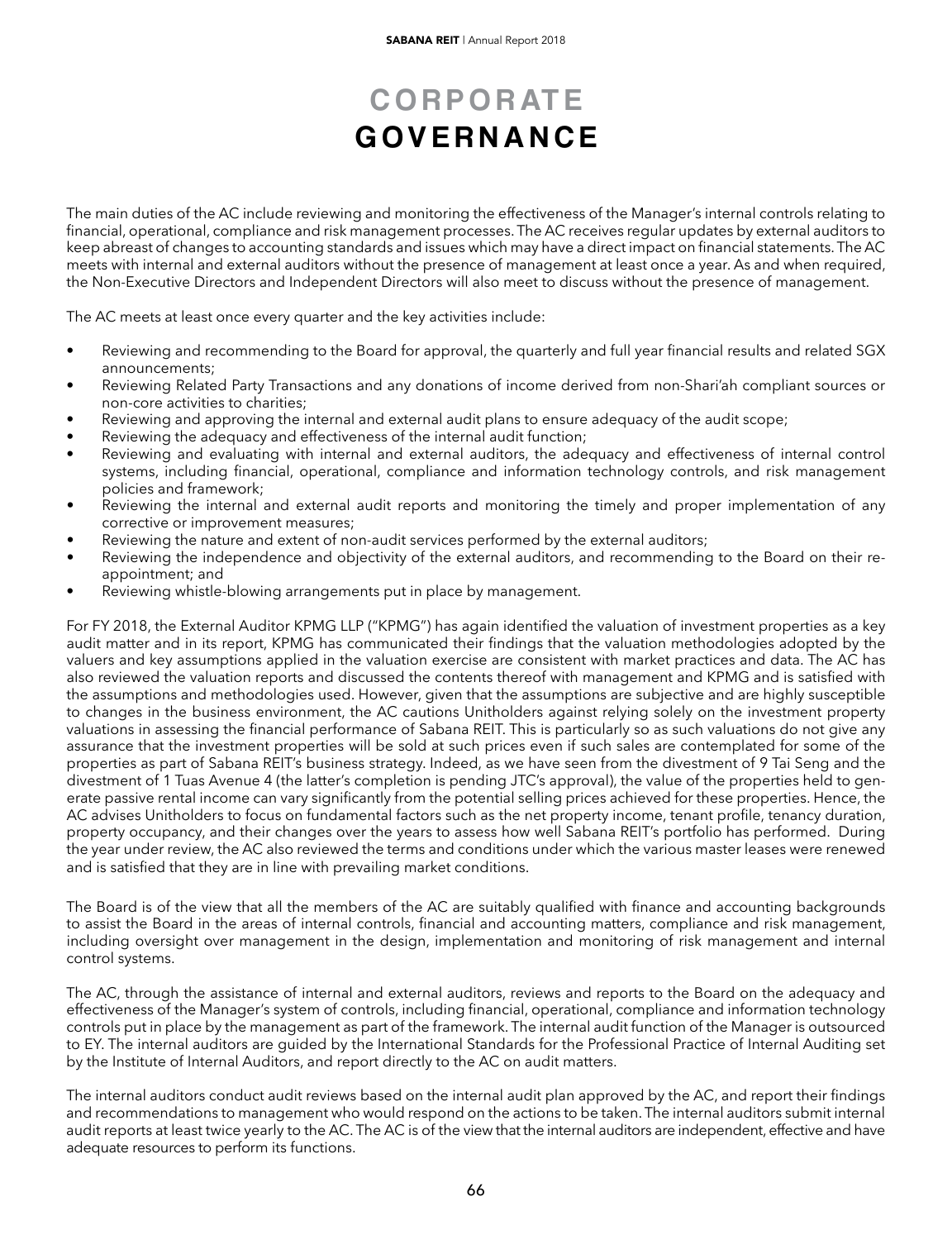# CORPORATE GOVERNANCE

The main duties of the AC include reviewing and monitoring the effectiveness of the Manager's internal controls relating to financial, operational, compliance and risk management processes. The AC receives regular updates by external auditors to keep abreast of changes to accounting standards and issues which may have a direct impact on financial statements. The AC meets with internal and external auditors without the presence of management at least once a year. As and when required, the Non-Executive Directors and Independent Directors will also meet to discuss without the presence of management.

The AC meets at least once every quarter and the key activities include:

- Reviewing and recommending to the Board for approval, the quarterly and full year financial results and related SGX announcements;
- Reviewing Related Party Transactions and any donations of income derived from non-Shari'ah compliant sources or non-core activities to charities;
- Reviewing and approving the internal and external audit plans to ensure adequacy of the audit scope;
- Reviewing the adequacy and effectiveness of the internal audit function;
- Reviewing and evaluating with internal and external auditors, the adequacy and effectiveness of internal control systems, including financial, operational, compliance and information technology controls, and risk management policies and framework;
- Reviewing the internal and external audit reports and monitoring the timely and proper implementation of any corrective or improvement measures;
- Reviewing the nature and extent of non-audit services performed by the external auditors;
- Reviewing the independence and objectivity of the external auditors, and recommending to the Board on their re-appointment; and
- Reviewing whistle-blowing arrangements put in place by management.

For FY 2018, the External Auditor KPMG LLP ("KPMG") has again identified the valuation of investment properties as a key audit matter and in its report, KPMG has communicated their findings that the valuation methodologies adopted by the valuers and key assumptions applied in the valuation exercise are consistent with market practices and data. The AC has also reviewed the valuation reports and discussed the contents thereof with management and KPMG and is satisfied with the assumptions and methodologies used. However, given that the assumptions are subjective and are highly susceptible to changes in the business environment, the AC cautions Unitholders against relying solely on the investment property valuations in assessing the financial performance of Sabana REIT. This is particularly so as such valuations do not give any assurance that the investment properties will be sold at such prices even if such sales are contemplated for some of the properties as part of Sabana REIT's business strategy. Indeed, as we have seen from the divestment of 9 Tai Seng and the divestment of 1 Tuas Avenue 4 (the latter's completion is pending JTC's approval), the value of the properties held to generate passive rental income can vary significantly from the potential selling prices achieved for these properties. Hence, the AC advises Unitholders to focus on fundamental factors such as the net property income, tenant profile, tenancy duration, property occupancy, and their changes over the years to assess how well Sabana REIT's portfolio has performed. During the year under review, the AC also reviewed the terms and conditions under which the various master leases were renewed and is satisfied that they are in line with prevailing market conditions.

The Board is of the view that all the members of the AC are suitably qualified with finance and accounting backgrounds to assist the Board in the areas of internal controls, financial and accounting matters, compliance and risk management, including oversight over management in the design, implementation and monitoring of risk management and internal control systems.

The AC, through the assistance of internal and external auditors, reviews and reports to the Board on the adequacy and effectiveness of the Manager's system of controls, including financial, operational, compliance and information technology controls put in place by the management as part of the framework. The internal audit function of the Manager is outsourced to EY. The internal auditors are guided by the International Standards for the Professional Practice of Internal Auditing set by the Institute of Internal Auditors, and report directly to the AC on audit matters.

The internal auditors conduct audit reviews based on the internal audit plan approved by the AC, and report their findings and recommendations to management who would respond on the actions to be taken. The internal auditors submit internal audit reports at least twice yearly to the AC. The AC is of the view that the internal auditors are independent, effective and have adequate resources to perform its functions.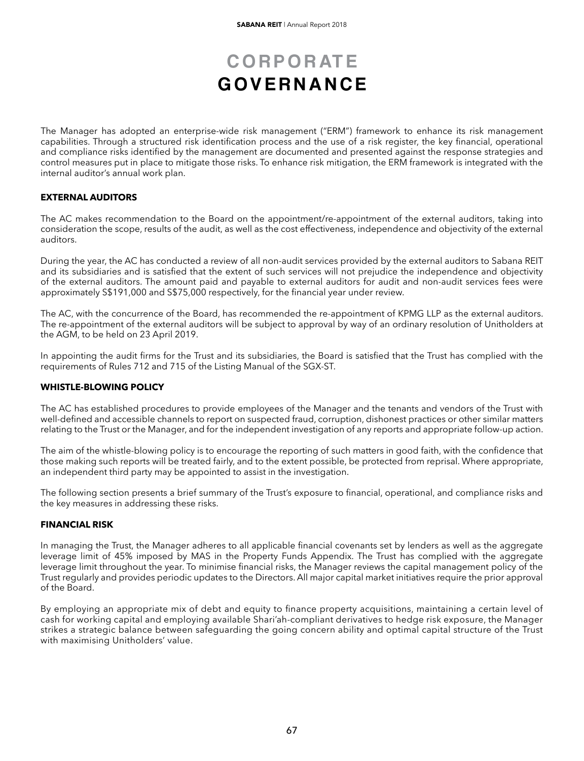# CORPORATE GOVERNANCE

The Manager has adopted an enterprise-wide risk management ("ERM") framework to enhance its risk management capabilities. Through a structured risk identification process and the use of a risk register, the key financial, operational and compliance risks identified by the management are documented and presented against the response strategies and control measures put in place to mitigate those risks. To enhance risk mitigation, the ERM framework is integrated with the internal auditor's annual work plan.

**EXTERNAL AUDITORS**

The AC makes recommendation to the Board on the appointment/re-appointment of the external auditors, taking into consideration the scope, results of the audit, as well as the cost effectiveness, independence and objectivity of the external auditors.

During the year, the AC has conducted a review of all non-audit services provided by the external auditors to Sabana REIT and its subsidiaries and is satisfied that the extent of such services will not prejudice the independence and objectivity of the external auditors. The amount paid and payable to external auditors for audit and non-audit services fees were approximately S$191,000 and S$75,000 respectively, for the financial year under review.

The AC, with the concurrence of the Board, has recommended the re-appointment of KPMG LLP as the external auditors. The re-appointment of the external auditors will be subject to approval by way of an ordinary resolution of Unitholders at the AGM, to be held on 23 April 2019.

In appointing the audit firms for the Trust and its subsidiaries, the Board is satisfied that the Trust has complied with the requirements of Rules 712 and 715 of the Listing Manual of the SGX-ST.

**WHISTLE-BLOWING POLICY**

The AC has established procedures to provide employees of the Manager and the tenants and vendors of the Trust with well-defined and accessible channels to report on suspected fraud, corruption, dishonest practices or other similar matters relating to the Trust or the Manager, and for the independent investigation of any reports and appropriate follow-up action.

The aim of the whistle-blowing policy is to encourage the reporting of such matters in good faith, with the confidence that those making such reports will be treated fairly, and to the extent possible, be protected from reprisal. Where appropriate, an independent third party may be appointed to assist in the investigation.

The following section presents a brief summary of the Trust's exposure to financial, operational, and compliance risks and the key measures in addressing these risks.

**FINANCIAL RISK**

In managing the Trust, the Manager adheres to all applicable financial covenants set by lenders as well as the aggregate leverage limit of 45% imposed by MAS in the Property Funds Appendix. The Trust has complied with the aggregate leverage limit throughout the year. To minimise financial risks, the Manager reviews the capital management policy of the Trust regularly and provides periodic updates to the Directors. All major capital market initiatives require the prior approval of the Board.

By employing an appropriate mix of debt and equity to finance property acquisitions, maintaining a certain level of cash for working capital and employing available Shari'ah-compliant derivatives to hedge risk exposure, the Manager strikes a strategic balance between safeguarding the going concern ability and optimal capital structure of the Trust with maximising Unitholders' value.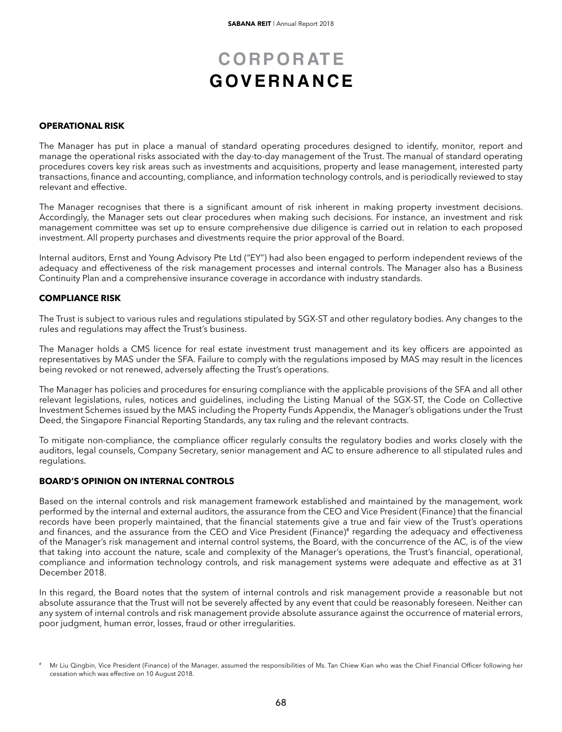# CORPORATE GOVERNANCE

### OPERATIONAL RISK

The Manager has put in place a manual of standard operating procedures designed to identify, monitor, report and manage the operational risks associated with the day-to-day management of the Trust. The manual of standard operating procedures covers key risk areas such as investments and acquisitions, property and lease management, interested party transactions, finance and accounting, compliance, and information technology controls, and is periodically reviewed to stay relevant and effective.

The Manager recognises that there is a significant amount of risk inherent in making property investment decisions. Accordingly, the Manager sets out clear procedures when making such decisions. For instance, an investment and risk management committee was set up to ensure comprehensive due diligence is carried out in relation to each proposed investment. All property purchases and divestments require the prior approval of the Board.

Internal auditors, Ernst and Young Advisory Pte Ltd ("EY") had also been engaged to perform independent reviews of the adequacy and effectiveness of the risk management processes and internal controls. The Manager also has a Business Continuity Plan and a comprehensive insurance coverage in accordance with industry standards.

### COMPLIANCE RISK

The Trust is subject to various rules and regulations stipulated by SGX-ST and other regulatory bodies. Any changes to the rules and regulations may affect the Trust's business.

The Manager holds a CMS licence for real estate investment trust management and its key officers are appointed as representatives by MAS under the SFA. Failure to comply with the regulations imposed by MAS may result in the licences being revoked or not renewed, adversely affecting the Trust's operations.

The Manager has policies and procedures for ensuring compliance with the applicable provisions of the SFA and all other relevant legislations, rules, notices and guidelines, including the Listing Manual of the SGX-ST, the Code on Collective Investment Schemes issued by the MAS including the Property Funds Appendix, the Manager's obligations under the Trust Deed, the Singapore Financial Reporting Standards, any tax ruling and the relevant contracts.

To mitigate non-compliance, the compliance officer regularly consults the regulatory bodies and works closely with the auditors, legal counsels, Company Secretary, senior management and AC to ensure adherence to all stipulated rules and regulations.

### BOARD'S OPINION ON INTERNAL CONTROLS

Based on the internal controls and risk management framework established and maintained by the management, work performed by the internal and external auditors, the assurance from the CEO and Vice President (Finance) that the financial records have been properly maintained, that the financial statements give a true and fair view of the Trust's operations and finances, and the assurance from the CEO and Vice President (Finance)[#] regarding the adequacy and effectiveness of the Manager's risk management and internal control systems, the Board, with the concurrence of the AC, is of the view that taking into account the nature, scale and complexity of the Manager's operations, the Trust's financial, operational, compliance and information technology controls, and risk management systems were adequate and effective as at 31 December 2018.

In this regard, the Board notes that the system of internal controls and risk management provide a reasonable but not absolute assurance that the Trust will not be severely affected by any event that could be reasonably foreseen. Neither can any system of internal controls and risk management provide absolute assurance against the occurrence of material errors, poor judgment, human error, losses, fraud or other irregularities.

[#] Mr Liu Qingbin, Vice President (Finance) of the Manager, assumed the responsibilities of Ms. Tan Chiew Kian who was the Chief Financial Officer following her cessation which was effective on 10 August 2018.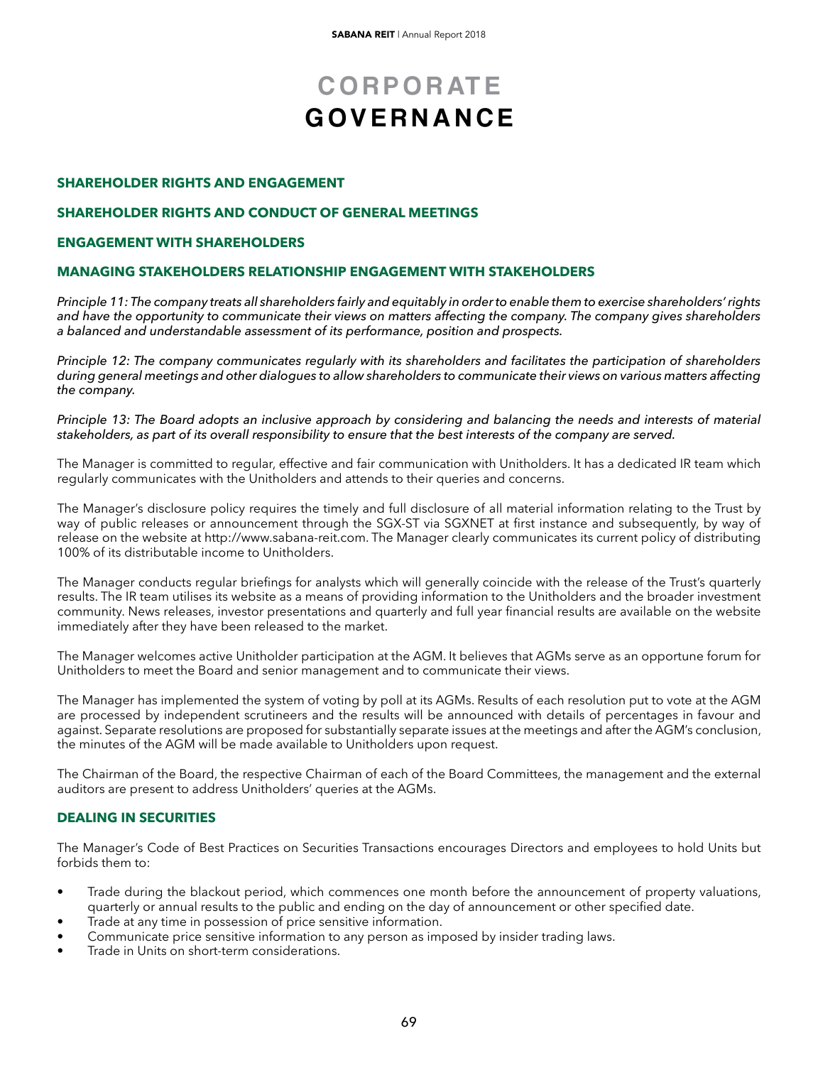# CORPORATE GOVERNANCE

## SHAREHOLDER RIGHTS AND ENGAGEMENT

## SHAREHOLDER RIGHTS AND CONDUCT OF GENERAL MEETINGS

## ENGAGEMENT WITH SHAREHOLDERS

## MANAGING STAKEHOLDERS RELATIONSHIP ENGAGEMENT WITH STAKEHOLDERS

*Principle 11: The company treats all shareholders fairly and equitably in order to enable them to exercise shareholders' rights and have the opportunity to communicate their views on matters affecting the company. The company gives shareholders a balanced and understandable assessment of its performance, position and prospects.*

*Principle 12: The company communicates regularly with its shareholders and facilitates the participation of shareholders during general meetings and other dialogues to allow shareholders to communicate their views on various matters affecting the company.*

*Principle 13: The Board adopts an inclusive approach by considering and balancing the needs and interests of material stakeholders, as part of its overall responsibility to ensure that the best interests of the company are served.*

The Manager is committed to regular, effective and fair communication with Unitholders. It has a dedicated IR team which regularly communicates with the Unitholders and attends to their queries and concerns.

The Manager's disclosure policy requires the timely and full disclosure of all material information relating to the Trust by way of public releases or announcement through the SGX-ST via SGXNET at first instance and subsequently, by way of release on the website at http://www.sabana-reit.com. The Manager clearly communicates its current policy of distributing 100% of its distributable income to Unitholders.

The Manager conducts regular briefings for analysts which will generally coincide with the release of the Trust's quarterly results. The IR team utilises its website as a means of providing information to the Unitholders and the broader investment community. News releases, investor presentations and quarterly and full year financial results are available on the website immediately after they have been released to the market.

The Manager welcomes active Unitholder participation at the AGM. It believes that AGMs serve as an opportune forum for Unitholders to meet the Board and senior management and to communicate their views.

The Manager has implemented the system of voting by poll at its AGMs. Results of each resolution put to vote at the AGM are processed by independent scrutineers and the results will be announced with details of percentages in favour and against. Separate resolutions are proposed for substantially separate issues at the meetings and after the AGM's conclusion, the minutes of the AGM will be made available to Unitholders upon request.

The Chairman of the Board, the respective Chairman of each of the Board Committees, the management and the external auditors are present to address Unitholders' queries at the AGMs.

## DEALING IN SECURITIES

The Manager's Code of Best Practices on Securities Transactions encourages Directors and employees to hold Units but forbids them to:

- Trade during the blackout period, which commences one month before the announcement of property valuations, quarterly or annual results to the public and ending on the day of announcement or other specified date.
- Trade at any time in possession of price sensitive information.
- Communicate price sensitive information to any person as imposed by insider trading laws.
- Trade in Units on short-term considerations.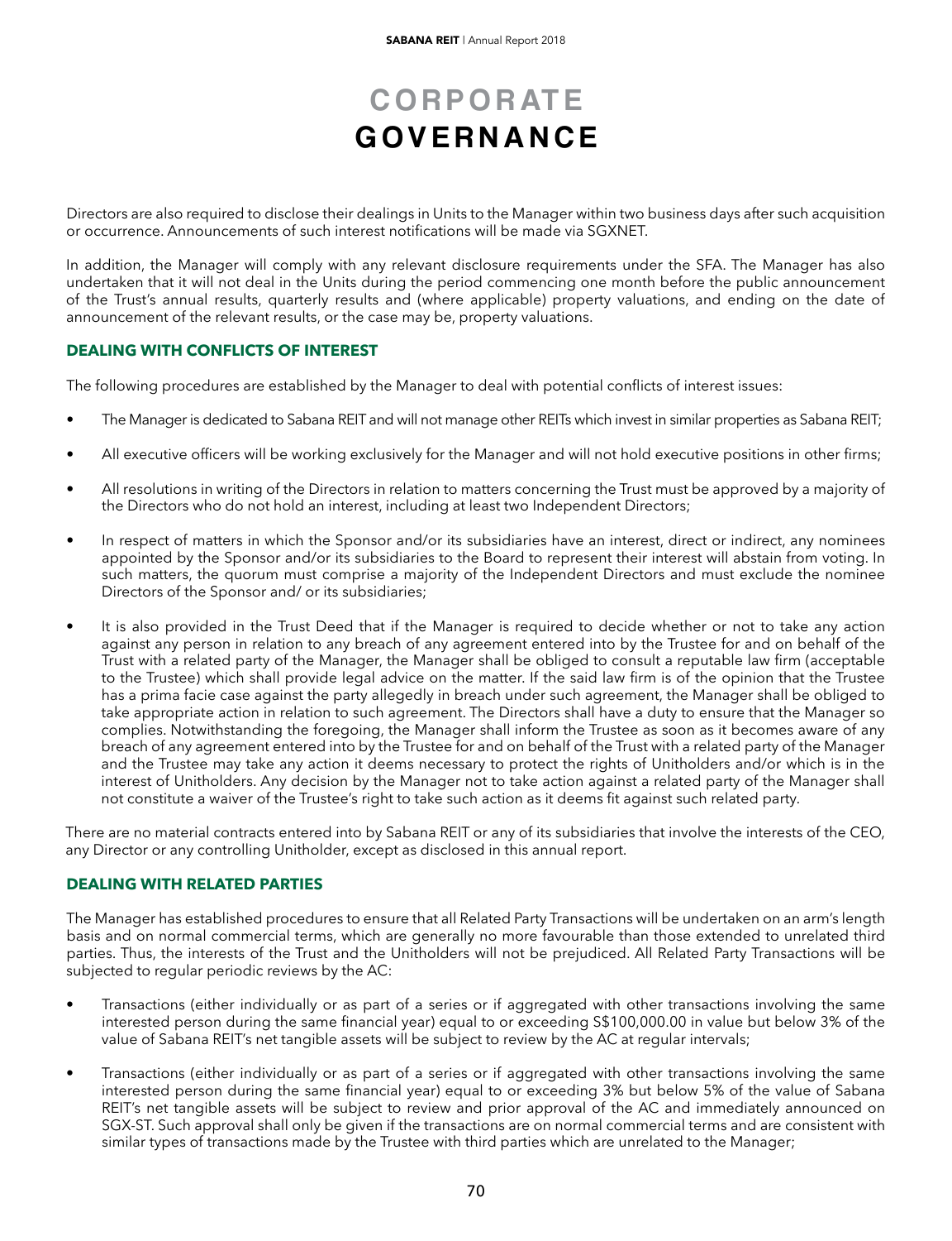# CORPORATE GOVERNANCE

Directors are also required to disclose their dealings in Units to the Manager within two business days after such acquisition or occurrence. Announcements of such interest notifications will be made via SGXNET.

In addition, the Manager will comply with any relevant disclosure requirements under the SFA. The Manager has also undertaken that it will not deal in the Units during the period commencing one month before the public announcement of the Trust's annual results, quarterly results and (where applicable) property valuations, and ending on the date of announcement of the relevant results, or the case may be, property valuations.

## DEALING WITH CONFLICTS OF INTEREST

The following procedures are established by the Manager to deal with potential conflicts of interest issues:

- The Manager is dedicated to Sabana REIT and will not manage other REITs which invest in similar properties as Sabana REIT;
- All executive officers will be working exclusively for the Manager and will not hold executive positions in other firms;
- All resolutions in writing of the Directors in relation to matters concerning the Trust must be approved by a majority of the Directors who do not hold an interest, including at least two Independent Directors;
- In respect of matters in which the Sponsor and/or its subsidiaries have an interest, direct or indirect, any nominees appointed by the Sponsor and/or its subsidiaries to the Board to represent their interest will abstain from voting. In such matters, the quorum must comprise a majority of the Independent Directors and must exclude the nominee Directors of the Sponsor and/ or its subsidiaries;
- It is also provided in the Trust Deed that if the Manager is required to decide whether or not to take any action against any person in relation to any breach of any agreement entered into by the Trustee for and on behalf of the Trust with a related party of the Manager, the Manager shall be obliged to consult a reputable law firm (acceptable to the Trustee) which shall provide legal advice on the matter. If the said law firm is of the opinion that the Trustee has a prima facie case against the party allegedly in breach under such agreement, the Manager shall be obliged to take appropriate action in relation to such agreement. The Directors shall have a duty to ensure that the Manager so complies. Notwithstanding the foregoing, the Manager shall inform the Trustee as soon as it becomes aware of any breach of any agreement entered into by the Trustee for and on behalf of the Trust with a related party of the Manager and the Trustee may take any action it deems necessary to protect the rights of Unitholders and/or which is in the interest of Unitholders. Any decision by the Manager not to take action against a related party of the Manager shall not constitute a waiver of the Trustee's right to take such action as it deems fit against such related party.

There are no material contracts entered into by Sabana REIT or any of its subsidiaries that involve the interests of the CEO, any Director or any controlling Unitholder, except as disclosed in this annual report.

## DEALING WITH RELATED PARTIES

The Manager has established procedures to ensure that all Related Party Transactions will be undertaken on an arm's length basis and on normal commercial terms, which are generally no more favourable than those extended to unrelated third parties. Thus, the interests of the Trust and the Unitholders will not be prejudiced. All Related Party Transactions will be subjected to regular periodic reviews by the AC:

- Transactions (either individually or as part of a series or if aggregated with other transactions involving the same interested person during the same financial year) equal to or exceeding S$100,000.00 in value but below 3% of the value of Sabana REIT's net tangible assets will be subject to review by the AC at regular intervals;
- Transactions (either individually or as part of a series or if aggregated with other transactions involving the same interested person during the same financial year) equal to or exceeding 3% but below 5% of the value of Sabana REIT's net tangible assets will be subject to review and prior approval of the AC and immediately announced on SGX-ST. Such approval shall only be given if the transactions are on normal commercial terms and are consistent with similar types of transactions made by the Trustee with third parties which are unrelated to the Manager;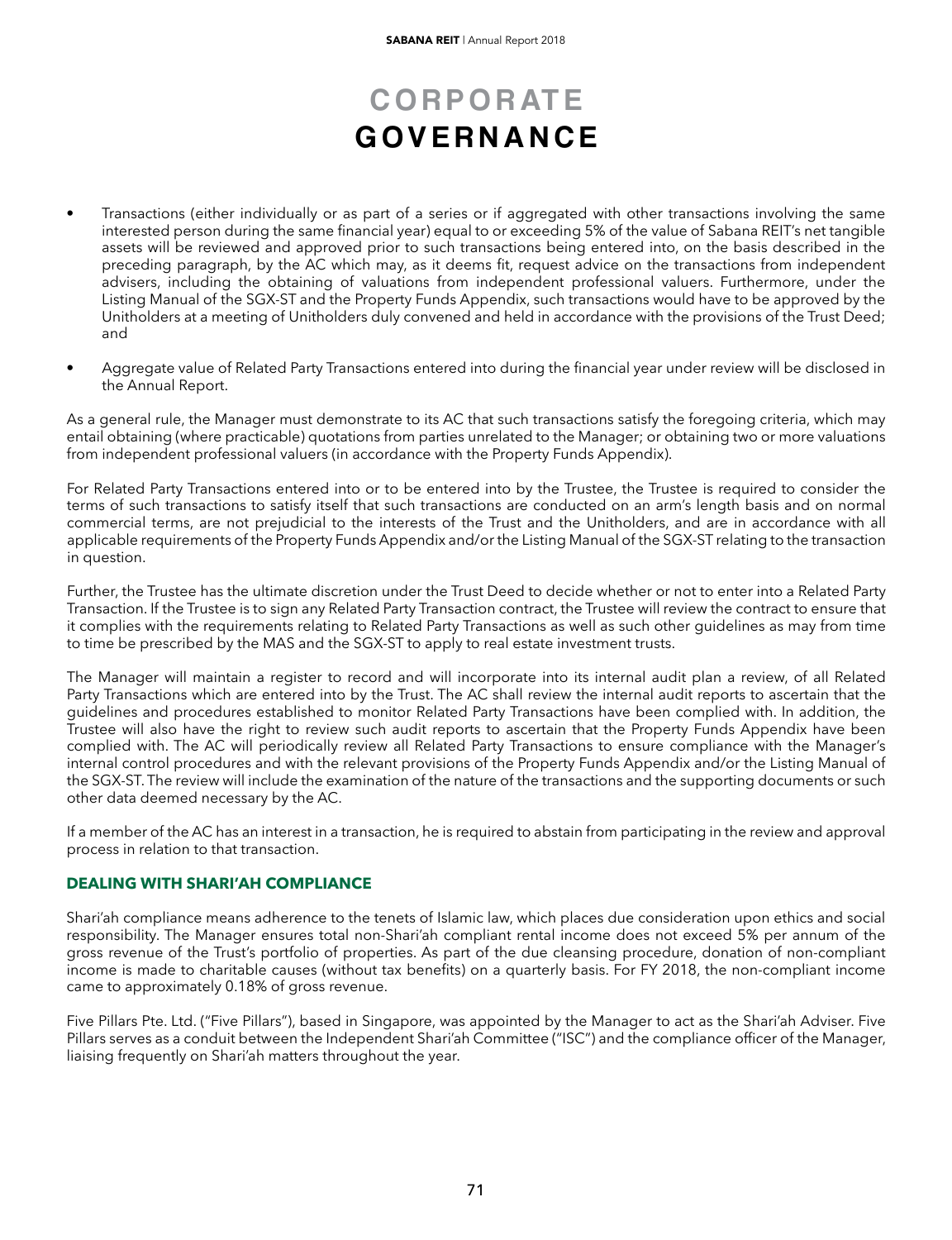# CORPORATE GOVERNANCE

- Transactions (either individually or as part of a series or if aggregated with other transactions involving the same interested person during the same financial year) equal to or exceeding 5% of the value of Sabana REIT's net tangible assets will be reviewed and approved prior to such transactions being entered into, on the basis described in the preceding paragraph, by the AC which may, as it deems fit, request advice on the transactions from independent advisers, including the obtaining of valuations from independent professional valuers. Furthermore, under the Listing Manual of the SGX-ST and the Property Funds Appendix, such transactions would have to be approved by the Unitholders at a meeting of Unitholders duly convened and held in accordance with the provisions of the Trust Deed; and
- Aggregate value of Related Party Transactions entered into during the financial year under review will be disclosed in the Annual Report.

As a general rule, the Manager must demonstrate to its AC that such transactions satisfy the foregoing criteria, which may entail obtaining (where practicable) quotations from parties unrelated to the Manager; or obtaining two or more valuations from independent professional valuers (in accordance with the Property Funds Appendix).

For Related Party Transactions entered into or to be entered into by the Trustee, the Trustee is required to consider the terms of such transactions to satisfy itself that such transactions are conducted on an arm's length basis and on normal commercial terms, are not prejudicial to the interests of the Trust and the Unitholders, and are in accordance with all applicable requirements of the Property Funds Appendix and/or the Listing Manual of the SGX-ST relating to the transaction in question.

Further, the Trustee has the ultimate discretion under the Trust Deed to decide whether or not to enter into a Related Party Transaction. If the Trustee is to sign any Related Party Transaction contract, the Trustee will review the contract to ensure that it complies with the requirements relating to Related Party Transactions as well as such other guidelines as may from time to time be prescribed by the MAS and the SGX-ST to apply to real estate investment trusts.

The Manager will maintain a register to record and will incorporate into its internal audit plan a review, of all Related Party Transactions which are entered into by the Trust. The AC shall review the internal audit reports to ascertain that the guidelines and procedures established to monitor Related Party Transactions have been complied with. In addition, the Trustee will also have the right to review such audit reports to ascertain that the Property Funds Appendix have been complied with. The AC will periodically review all Related Party Transactions to ensure compliance with the Manager's internal control procedures and with the relevant provisions of the Property Funds Appendix and/or the Listing Manual of the SGX-ST. The review will include the examination of the nature of the transactions and the supporting documents or such other data deemed necessary by the AC.

If a member of the AC has an interest in a transaction, he is required to abstain from participating in the review and approval process in relation to that transaction.

### DEALING WITH SHARI'AH COMPLIANCE

Shari'ah compliance means adherence to the tenets of Islamic law, which places due consideration upon ethics and social responsibility. The Manager ensures total non-Shari'ah compliant rental income does not exceed 5% per annum of the gross revenue of the Trust's portfolio of properties. As part of the due cleansing procedure, donation of non-compliant income is made to charitable causes (without tax benefits) on a quarterly basis. For FY 2018, the non-compliant income came to approximately 0.18% of gross revenue.

Five Pillars Pte. Ltd. ("Five Pillars"), based in Singapore, was appointed by the Manager to act as the Shari'ah Adviser. Five Pillars serves as a conduit between the Independent Shari'ah Committee ("ISC") and the compliance officer of the Manager, liaising frequently on Shari'ah matters throughout the year.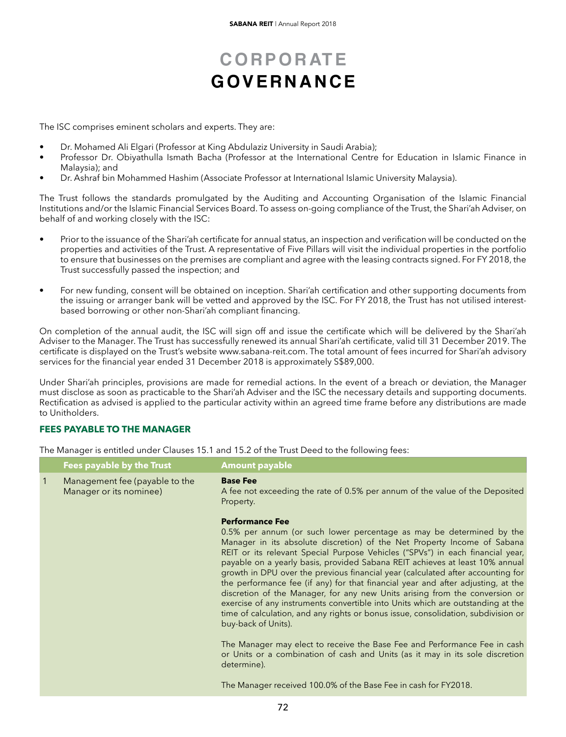# CORPORATE GOVERNANCE

The ISC comprises eminent scholars and experts. They are:

- Dr. Mohamed Ali Elgari (Professor at King Abdulaziz University in Saudi Arabia);
- Professor Dr. Obiyathulla Ismath Bacha (Professor at the International Centre for Education in Islamic Finance in Malaysia); and
- Dr. Ashraf bin Mohammed Hashim (Associate Professor at International Islamic University Malaysia).

The Trust follows the standards promulgated by the Auditing and Accounting Organisation of the Islamic Financial Institutions and/or the Islamic Financial Services Board. To assess on-going compliance of the Trust, the Shari'ah Adviser, on behalf of and working closely with the ISC:

- Prior to the issuance of the Shari'ah certificate for annual status, an inspection and verification will be conducted on the properties and activities of the Trust. A representative of Five Pillars will visit the individual properties in the portfolio to ensure that businesses on the premises are compliant and agree with the leasing contracts signed. For FY 2018, the Trust successfully passed the inspection; and

- For new funding, consent will be obtained on inception. Shari'ah certification and other supporting documents from the issuing or arranger bank will be vetted and approved by the ISC. For FY 2018, the Trust has not utilised interest-based borrowing or other non-Shari'ah compliant financing.

On completion of the annual audit, the ISC will sign off and issue the certificate which will be delivered by the Shari'ah Adviser to the Manager. The Trust has successfully renewed its annual Shari'ah certificate, valid till 31 December 2019. The certificate is displayed on the Trust's website www.sabana-reit.com. The total amount of fees incurred for Shari'ah advisory services for the financial year ended 31 December 2018 is approximately S$89,000.

Under Shari'ah principles, provisions are made for remedial actions. In the event of a breach or deviation, the Manager must disclose as soon as practicable to the Shari'ah Adviser and the ISC the necessary details and supporting documents. Rectification as advised is applied to the particular activity within an agreed time frame before any distributions are made to Unitholders.

### FEES PAYABLE TO THE MANAGER

The Manager is entitled under Clauses 15.1 and 15.2 of the Trust Deed to the following fees:

| | Fees payable by the Trust | Amount payable |
|---|---|---|
| 1 | Management fee (payable to the Manager or its nominee) | **Base Fee**<br>A fee not exceeding the rate of 0.5% per annum of the value of the Deposited Property.<br><br>**Performance Fee**<br>0.5% per annum (or such lower percentage as may be determined by the Manager in its absolute discretion) of the Net Property Income of Sabana REIT or its relevant Special Purpose Vehicles ("SPVs") in each financial year, payable on a yearly basis, provided Sabana REIT achieves at least 10% annual growth in DPU over the previous financial year (calculated after accounting for the performance fee (if any) for that financial year and after adjusting, at the discretion of the Manager, for any new Units arising from the conversion or exercise of any instruments convertible into Units which are outstanding at the time of calculation, and any rights or bonus issue, consolidation, subdivision or buy-back of Units).<br><br>The Manager may elect to receive the Base Fee and Performance Fee in cash or Units or a combination of cash and Units (as it may in its sole discretion determine).<br><br>The Manager received 100.0% of the Base Fee in cash for FY2018. |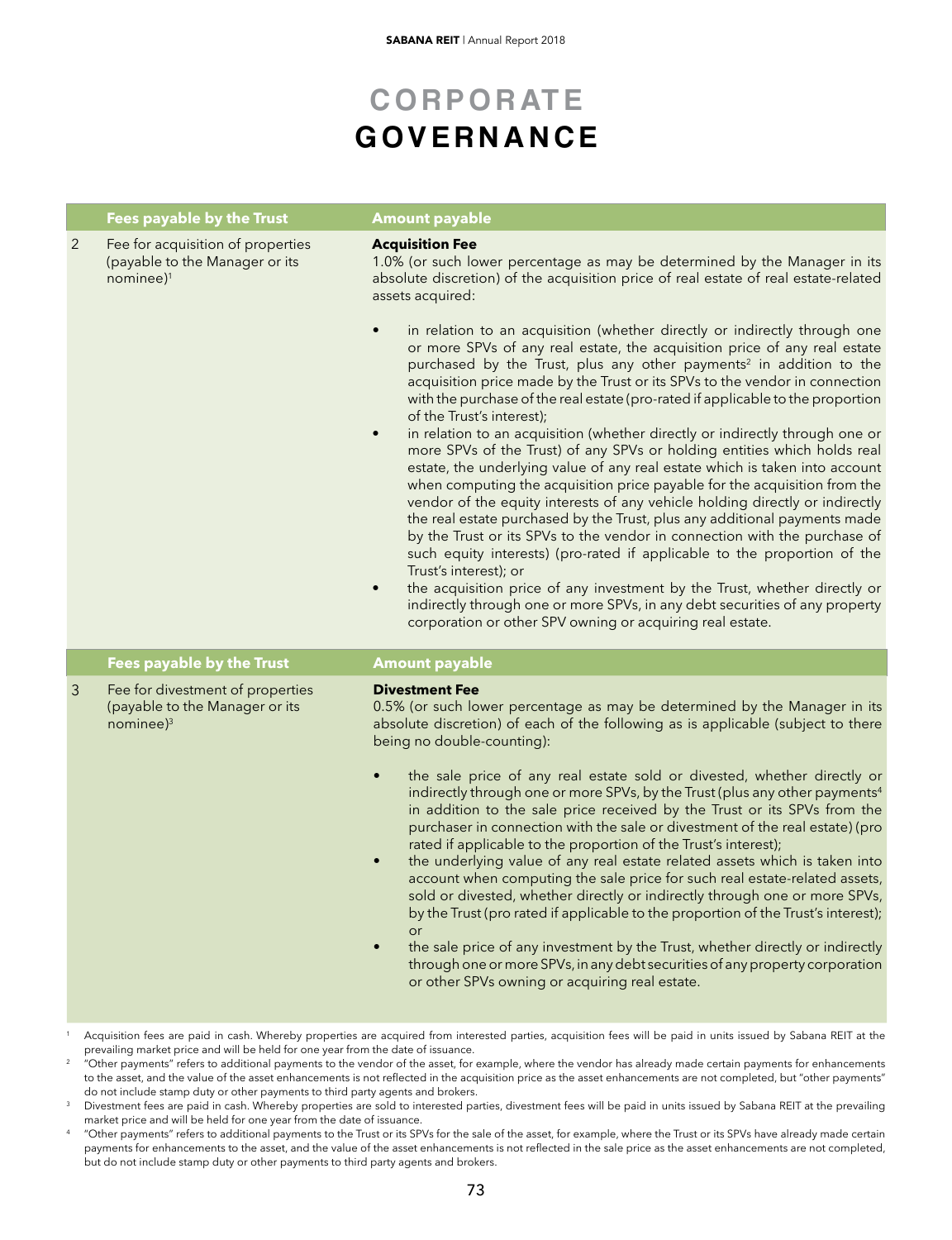# CORPORATE GOVERNANCE

| | Fees payable by the Trust | Amount payable |
|---|---|---|
| 2 | Fee for acquisition of properties (payable to the Manager or its nominee)[1] | **Acquisition Fee**<br>1.0% (or such lower percentage as may be determined by the Manager in its absolute discretion) of the acquisition price of real estate of real estate-related assets acquired:<br>• in relation to an acquisition (whether directly or indirectly through one or more SPVs of any real estate, the acquisition price of any real estate purchased by the Trust, plus any other payments[2] in addition to the acquisition price made by the Trust or its SPVs to the vendor in connection with the purchase of the real estate (pro-rated if applicable to the proportion of the Trust's interest);<br>• in relation to an acquisition (whether directly or indirectly through one or more SPVs of the Trust) of any SPVs or holding entities which holds real estate, the underlying value of any real estate which is taken into account when computing the acquisition price payable for the acquisition from the vendor of the equity interests of any vehicle holding directly or indirectly the real estate purchased by the Trust, plus any additional payments made by the Trust or its SPVs to the vendor in connection with the purchase of such equity interests) (pro-rated if applicable to the proportion of the Trust's interest); or<br>• the acquisition price of any investment by the Trust, whether directly or indirectly through one or more SPVs, in any debt securities of any property corporation or other SPV owning or acquiring real estate. |

| | Fees payable by the Trust | Amount payable |
|---|---|---|
| 3 | Fee for divestment of properties (payable to the Manager or its nominee)[3] | **Divestment Fee**<br>0.5% (or such lower percentage as may be determined by the Manager in its absolute discretion) of each of the following as is applicable (subject to there being no double-counting):<br>• the sale price of any real estate sold or divested, whether directly or indirectly through one or more SPVs, by the Trust (plus any other payments[4] in addition to the sale price received by the Trust or its SPVs from the purchaser in connection with the sale or divestment of the real estate) (pro rated if applicable to the proportion of the Trust's interest);<br>• the underlying value of any real estate related assets which is taken into account when computing the sale price for such real estate-related assets, sold or divested, whether directly or indirectly through one or more SPVs, by the Trust (pro rated if applicable to the proportion of the Trust's interest); or<br>• the sale price of any investment by the Trust, whether directly or indirectly through one or more SPVs, in any debt securities of any property corporation or other SPVs owning or acquiring real estate. |

[1] Acquisition fees are paid in cash. Whereby properties are acquired from interested parties, acquisition fees will be paid in units issued by Sabana REIT at the prevailing market price and will be held for one year from the date of issuance.

[2] "Other payments" refers to additional payments to the vendor of the asset, for example, where the vendor has already made certain payments for enhancements to the asset, and the value of the asset enhancements is not reflected in the acquisition price as the asset enhancements are not completed, but "other payments" do not include stamp duty or other payments to third party agents and brokers.

[3] Divestment fees are paid in cash. Whereby properties are sold to interested parties, divestment fees will be paid in units issued by Sabana REIT at the prevailing market price and will be held for one year from the date of issuance.

[4] "Other payments" refers to additional payments to the Trust or its SPVs for the sale of the asset, for example, where the Trust or its SPVs have already made certain payments for enhancements to the asset, and the value of the asset enhancements is not reflected in the sale price as the asset enhancements are not completed, but do not include stamp duty or other payments to third party agents and brokers.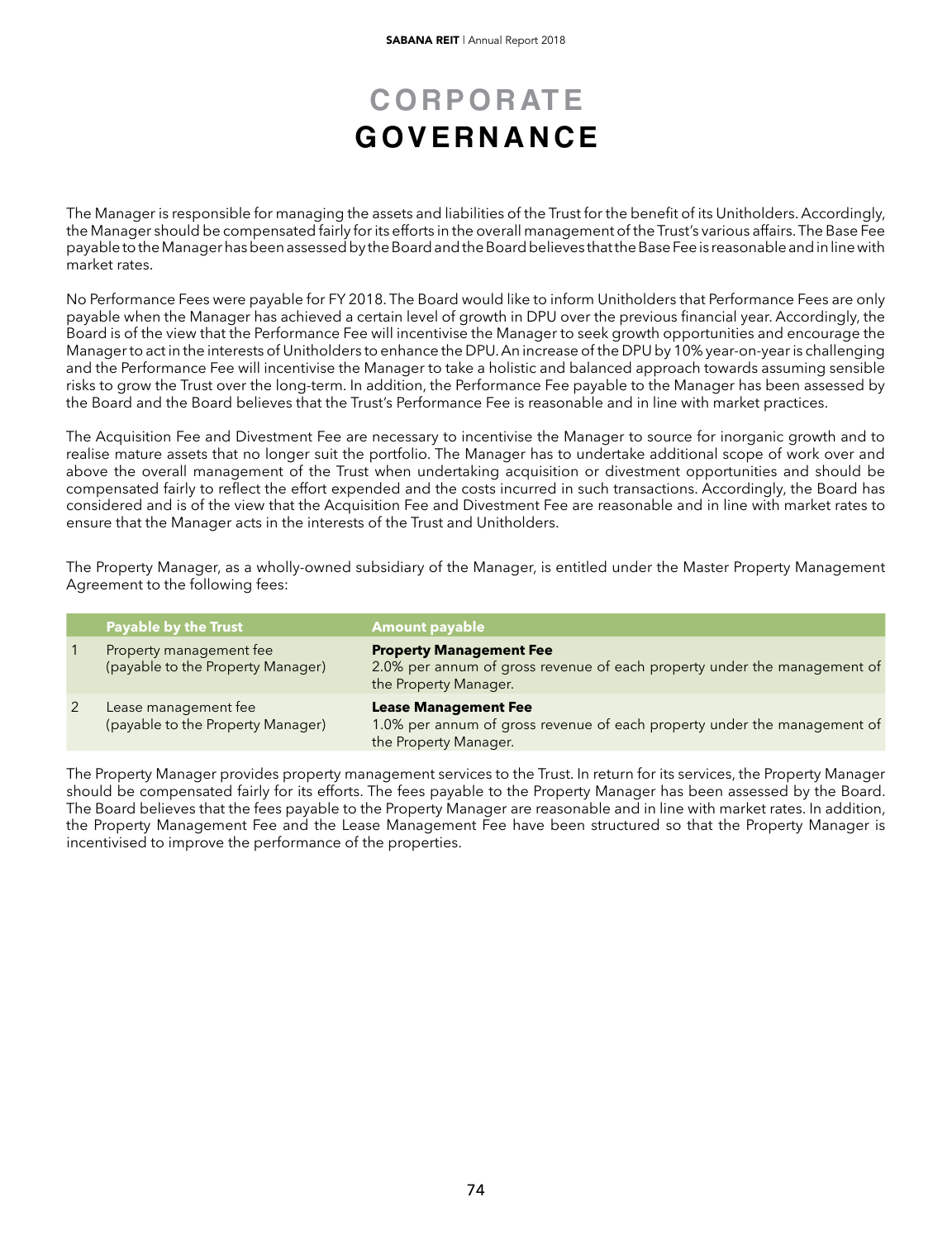# CORPORATE GOVERNANCE

The Manager is responsible for managing the assets and liabilities of the Trust for the benefit of its Unitholders. Accordingly, the Manager should be compensated fairly for its efforts in the overall management of the Trust's various affairs. The Base Fee payable to the Manager has been assessed by the Board and the Board believes that the Base Fee is reasonable and in line with market rates.

No Performance Fees were payable for FY 2018. The Board would like to inform Unitholders that Performance Fees are only payable when the Manager has achieved a certain level of growth in DPU over the previous financial year. Accordingly, the Board is of the view that the Performance Fee will incentivise the Manager to seek growth opportunities and encourage the Manager to act in the interests of Unitholders to enhance the DPU. An increase of the DPU by 10% year-on-year is challenging and the Performance Fee will incentivise the Manager to take a holistic and balanced approach towards assuming sensible risks to grow the Trust over the long-term. In addition, the Performance Fee payable to the Manager has been assessed by the Board and the Board believes that the Trust's Performance Fee is reasonable and in line with market practices.

The Acquisition Fee and Divestment Fee are necessary to incentivise the Manager to source for inorganic growth and to realise mature assets that no longer suit the portfolio. The Manager has to undertake additional scope of work over and above the overall management of the Trust when undertaking acquisition or divestment opportunities and should be compensated fairly to reflect the effort expended and the costs incurred in such transactions. Accordingly, the Board has considered and is of the view that the Acquisition Fee and Divestment Fee are reasonable and in line with market rates to ensure that the Manager acts in the interests of the Trust and Unitholders.

The Property Manager, as a wholly-owned subsidiary of the Manager, is entitled under the Master Property Management Agreement to the following fees:

| | Payable by the Trust | Amount payable |
|---|---|---|
| 1 | Property management fee (payable to the Property Manager) | **Property Management Fee** 2.0% per annum of gross revenue of each property under the management of the Property Manager. |
| 2 | Lease management fee (payable to the Property Manager) | **Lease Management Fee** 1.0% per annum of gross revenue of each property under the management of the Property Manager. |

The Property Manager provides property management services to the Trust. In return for its services, the Property Manager should be compensated fairly for its efforts. The fees payable to the Property Manager has been assessed by the Board. The Board believes that the fees payable to the Property Manager are reasonable and in line with market rates. In addition, the Property Management Fee and the Lease Management Fee have been structured so that the Property Manager is incentivised to improve the performance of the properties.